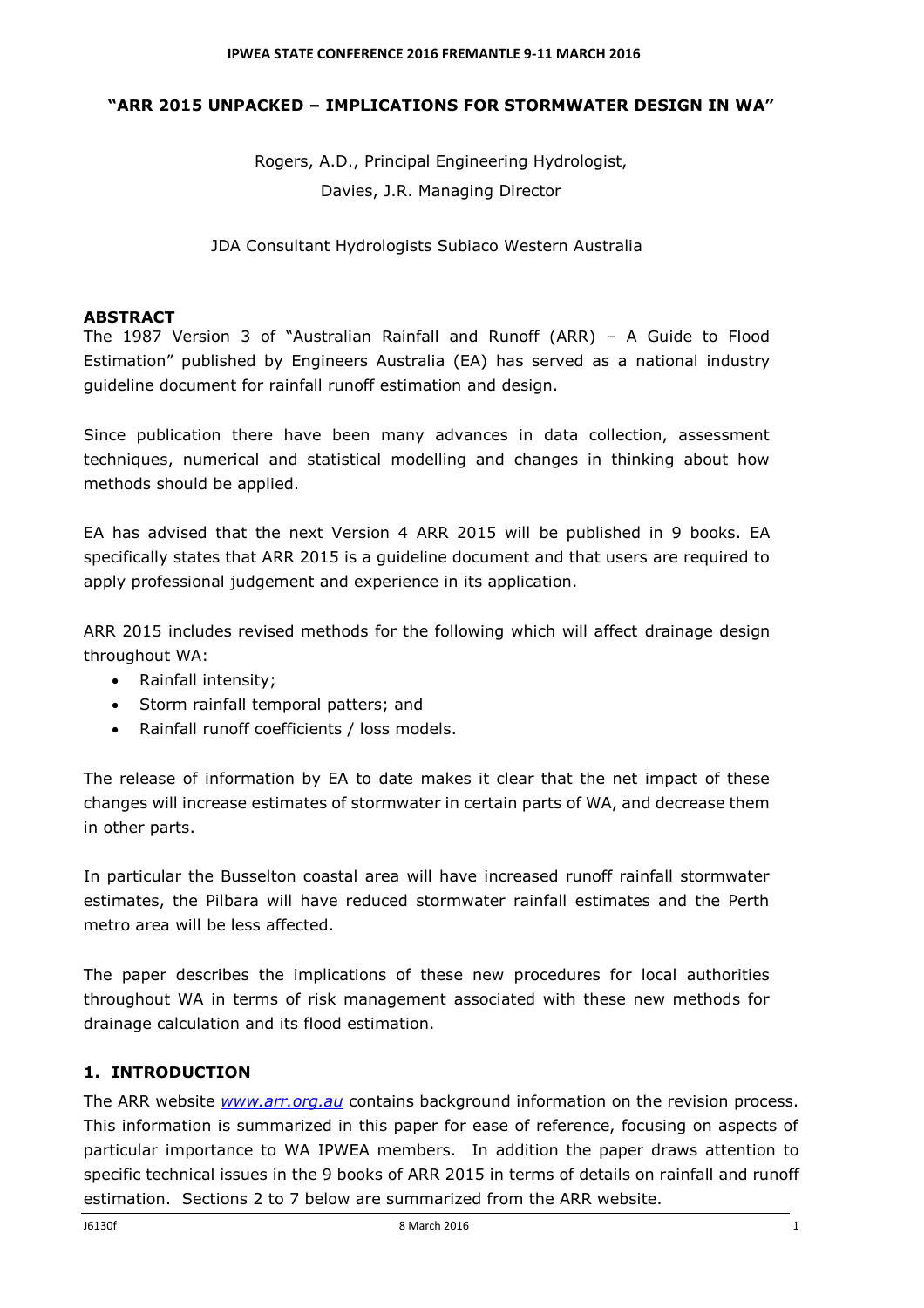# "ARR 2015 UNPACKED – IMPLICATIONS FOR STORMWATER DESIGN IN WA"

Rogers, A.D., Principal Engineering Hydrologist,
Davies, J.R. Managing Director

JDA Consultant Hydrologists Subiaco Western Australia

## ABSTRACT

The 1987 Version 3 of "Australian Rainfall and Runoff (ARR) – A Guide to Flood Estimation" published by Engineers Australia (EA) has served as a national industry guideline document for rainfall runoff estimation and design.

Since publication there have been many advances in data collection, assessment techniques, numerical and statistical modelling and changes in thinking about how methods should be applied.

EA has advised that the next Version 4 ARR 2015 will be published in 9 books. EA specifically states that ARR 2015 is a guideline document and that users are required to apply professional judgement and experience in its application.

ARR 2015 includes revised methods for the following which will affect drainage design throughout WA:

- Rainfall intensity;
- Storm rainfall temporal patters; and
- Rainfall runoff coefficients / loss models.

The release of information by EA to date makes it clear that the net impact of these changes will increase estimates of stormwater in certain parts of WA, and decrease them in other parts.

In particular the Busselton coastal area will have increased runoff rainfall stormwater estimates, the Pilbara will have reduced stormwater rainfall estimates and the Perth metro area will be less affected.

The paper describes the implications of these new procedures for local authorities throughout WA in terms of risk management associated with these new methods for drainage calculation and its flood estimation.

## 1. INTRODUCTION

The ARR website *www.arr.org.au* contains background information on the revision process. This information is summarized in this paper for ease of reference, focusing on aspects of particular importance to WA IPWEA members. In addition the paper draws attention to specific technical issues in the 9 books of ARR 2015 in terms of details on rainfall and runoff estimation. Sections 2 to 7 below are summarized from the ARR website.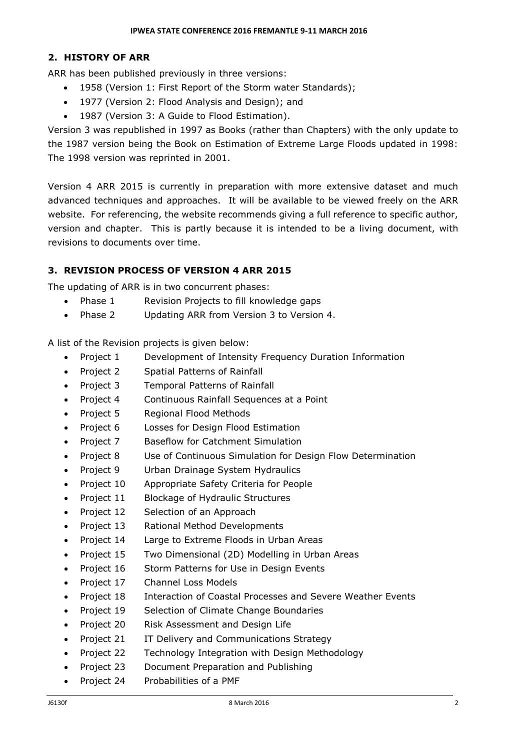## 2. HISTORY OF ARR

ARR has been published previously in three versions:

- 1958 (Version 1: First Report of the Storm water Standards);
- 1977 (Version 2: Flood Analysis and Design); and
- 1987 (Version 3: A Guide to Flood Estimation).

Version 3 was republished in 1997 as Books (rather than Chapters) with the only update to the 1987 version being the Book on Estimation of Extreme Large Floods updated in 1998: The 1998 version was reprinted in 2001.

Version 4 ARR 2015 is currently in preparation with more extensive dataset and much advanced techniques and approaches. It will be available to be viewed freely on the ARR website. For referencing, the website recommends giving a full reference to specific author, version and chapter. This is partly because it is intended to be a living document, with revisions to documents over time.

## 3. REVISION PROCESS OF VERSION 4 ARR 2015

The updating of ARR is in two concurrent phases:

- Phase 1 Revision Projects to fill knowledge gaps
- Phase 2 Updating ARR from Version 3 to Version 4.

A list of the Revision projects is given below:

- Project 1 Development of Intensity Frequency Duration Information
- Project 2 Spatial Patterns of Rainfall
- Project 3 Temporal Patterns of Rainfall
- Project 4 Continuous Rainfall Sequences at a Point
- Project 5 Regional Flood Methods
- Project 6 Losses for Design Flood Estimation
- Project 7 Baseflow for Catchment Simulation
- Project 8 Use of Continuous Simulation for Design Flow Determination
- Project 9 Urban Drainage System Hydraulics
- Project 10 Appropriate Safety Criteria for People
- Project 11 Blockage of Hydraulic Structures
- Project 12 Selection of an Approach
- Project 13 Rational Method Developments
- Project 14 Large to Extreme Floods in Urban Areas
- Project 15 Two Dimensional (2D) Modelling in Urban Areas
- Project 16 Storm Patterns for Use in Design Events
- Project 17 Channel Loss Models
- Project 18 Interaction of Coastal Processes and Severe Weather Events
- Project 19 Selection of Climate Change Boundaries
- Project 20 Risk Assessment and Design Life
- Project 21 IT Delivery and Communications Strategy
- Project 22 Technology Integration with Design Methodology
- Project 23 Document Preparation and Publishing
- Project 24 Probabilities of a PMF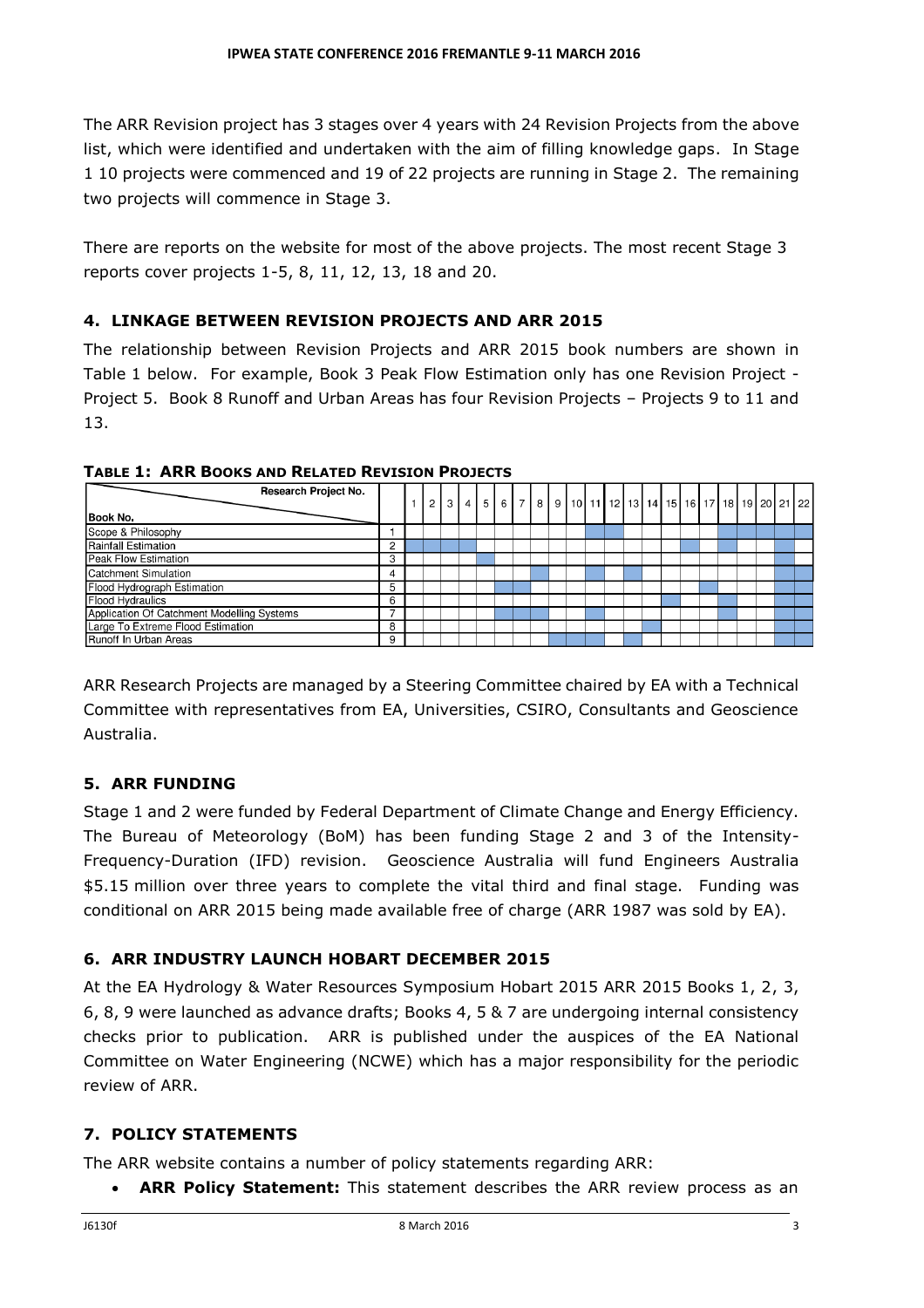The ARR Revision project has 3 stages over 4 years with 24 Revision Projects from the above list, which were identified and undertaken with the aim of filling knowledge gaps. In Stage 1 10 projects were commenced and 19 of 22 projects are running in Stage 2. The remaining two projects will commence in Stage 3.

There are reports on the website for most of the above projects. The most recent Stage 3 reports cover projects 1-5, 8, 11, 12, 13, 18 and 20.

## 4. LINKAGE BETWEEN REVISION PROJECTS AND ARR 2015

The relationship between Revision Projects and ARR 2015 book numbers are shown in Table 1 below. For example, Book 3 Peak Flow Estimation only has one Revision Project - Project 5. Book 8 Runoff and Urban Areas has four Revision Projects – Projects 9 to 11 and 13.

**TABLE 1: ARR BOOKS AND RELATED REVISION PROJECTS**

| Book No. \ Research Project No. | | 1 | 2 | 3 | 4 | 5 | 6 | 7 | 8 | 9 | 10 | 11 | 12 | 13 | 14 | 15 | 16 | 17 | 18 | 19 | 20 | 21 | 22 |
|---|---|---|---|---|---|---|---|---|---|---|---|---|---|---|---|---|---|---|---|---|---|---|---|
| Scope & Philosophy | 1 | | | | | | | | | | | ■ | ■ | | | | | | ■ | ■ | ■ | ■ | ■ |
| Rainfall Estimation | 2 | ■ | ■ | ■ | ■ | | | | | | | | | | | | ■ | | ■ | | | ■ | |
| Peak Flow Estimation | 3 | | | | | ■ | | | | | | | | | | | | | | | | ■ | |
| Catchment Simulation | 4 | | | | | | | | ■ | | | ■ | | ■ | | | | | | | | ■ | ■ |
| Flood Hydrograph Estimation | 5 | | | | | | ■ | ■ | | | | | | | | | | ■ | | | | ■ | ■ |
| Flood Hydraulics | 6 | | | | | | | | | | | | | | | ■ | | | ■ | | | ■ | ■ |
| Application Of Catchment Modelling Systems | 7 | | | | | | ■ | ■ | ■ | | | ■ | | | | | | | ■ | | | ■ | ■ |
| Large To Extreme Flood Estimation | 8 | | | | | | | | | | | | | | ■ | | | | | | | ■ | ■ |
| Runoff In Urban Areas | 9 | | | | | | | | | ■ | ■ | ■ | | ■ | | | | | | | | ■ | ■ |

ARR Research Projects are managed by a Steering Committee chaired by EA with a Technical Committee with representatives from EA, Universities, CSIRO, Consultants and Geoscience Australia.

## 5. ARR FUNDING

Stage 1 and 2 were funded by Federal Department of Climate Change and Energy Efficiency. The Bureau of Meteorology (BoM) has been funding Stage 2 and 3 of the Intensity-Frequency-Duration (IFD) revision. Geoscience Australia will fund Engineers Australia $5.15 million over three years to complete the vital third and final stage. Funding was conditional on ARR 2015 being made available free of charge (ARR 1987 was sold by EA).

## 6. ARR INDUSTRY LAUNCH HOBART DECEMBER 2015

At the EA Hydrology & Water Resources Symposium Hobart 2015 ARR 2015 Books 1, 2, 3, 6, 8, 9 were launched as advance drafts; Books 4, 5 & 7 are undergoing internal consistency checks prior to publication. ARR is published under the auspices of the EA National Committee on Water Engineering (NCWE) which has a major responsibility for the periodic review of ARR.

## 7. POLICY STATEMENTS

The ARR website contains a number of policy statements regarding ARR:

- **ARR Policy Statement:** This statement describes the ARR review process as an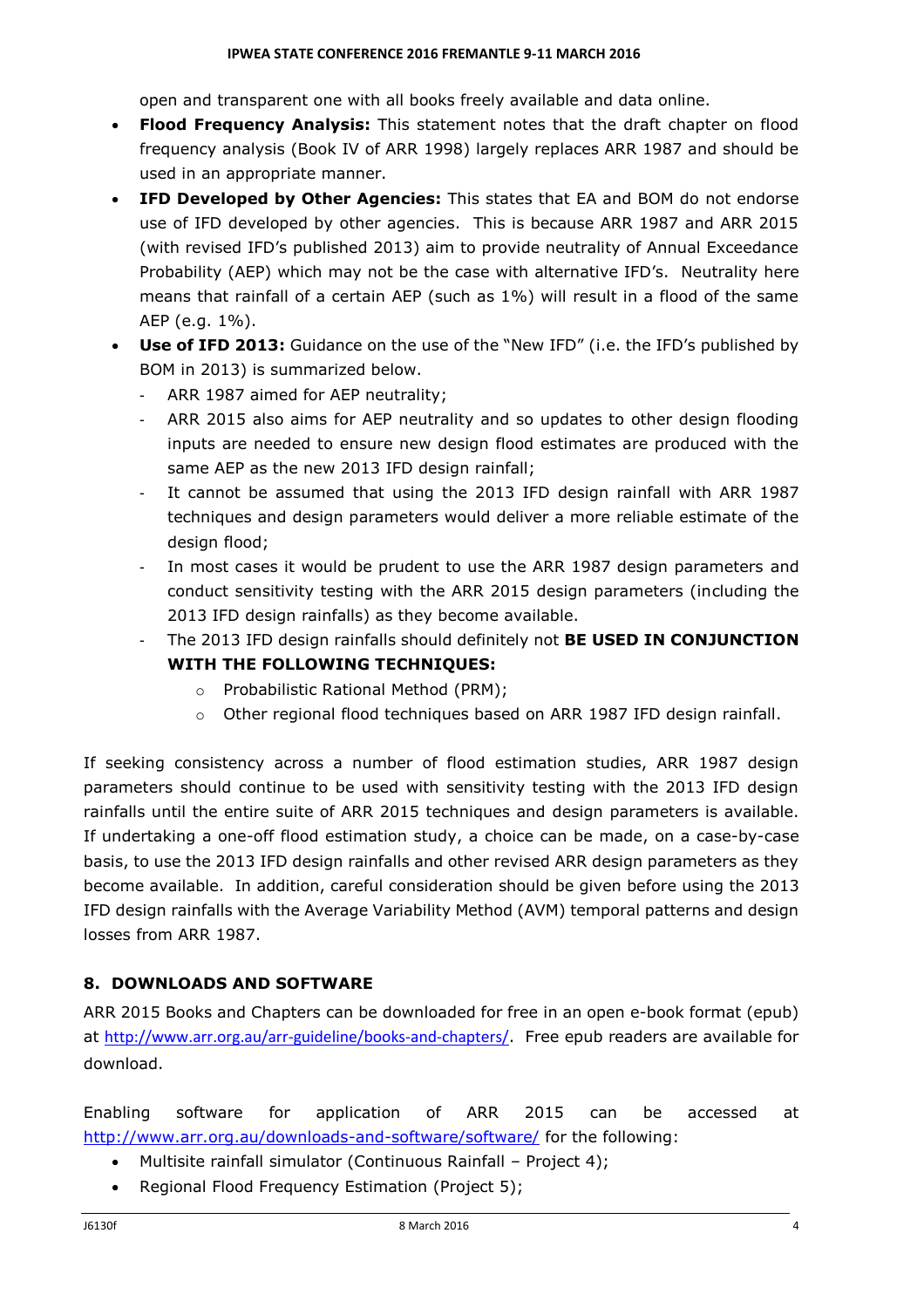open and transparent one with all books freely available and data online.

- **Flood Frequency Analysis:** This statement notes that the draft chapter on flood frequency analysis (Book IV of ARR 1998) largely replaces ARR 1987 and should be used in an appropriate manner.
- **IFD Developed by Other Agencies:** This states that EA and BOM do not endorse use of IFD developed by other agencies. This is because ARR 1987 and ARR 2015 (with revised IFD's published 2013) aim to provide neutrality of Annual Exceedance Probability (AEP) which may not be the case with alternative IFD's. Neutrality here means that rainfall of a certain AEP (such as 1%) will result in a flood of the same AEP (e.g. 1%).
- **Use of IFD 2013:** Guidance on the use of the "New IFD" (i.e. the IFD's published by BOM in 2013) is summarized below.
  - ARR 1987 aimed for AEP neutrality;
  - ARR 2015 also aims for AEP neutrality and so updates to other design flooding inputs are needed to ensure new design flood estimates are produced with the same AEP as the new 2013 IFD design rainfall;
  - It cannot be assumed that using the 2013 IFD design rainfall with ARR 1987 techniques and design parameters would deliver a more reliable estimate of the design flood;
  - In most cases it would be prudent to use the ARR 1987 design parameters and conduct sensitivity testing with the ARR 2015 design parameters (including the 2013 IFD design rainfalls) as they become available.
  - The 2013 IFD design rainfalls should definitely not **BE USED IN CONJUNCTION WITH THE FOLLOWING TECHNIQUES:**
    - Probabilistic Rational Method (PRM);
    - Other regional flood techniques based on ARR 1987 IFD design rainfall.

If seeking consistency across a number of flood estimation studies, ARR 1987 design parameters should continue to be used with sensitivity testing with the 2013 IFD design rainfalls until the entire suite of ARR 2015 techniques and design parameters is available. If undertaking a one-off flood estimation study, a choice can be made, on a case-by-case basis, to use the 2013 IFD design rainfalls and other revised ARR design parameters as they become available. In addition, careful consideration should be given before using the 2013 IFD design rainfalls with the Average Variability Method (AVM) temporal patterns and design losses from ARR 1987.

## 8. DOWNLOADS AND SOFTWARE

ARR 2015 Books and Chapters can be downloaded for free in an open e-book format (epub) at http://www.arr.org.au/arr-guideline/books-and-chapters/. Free epub readers are available for download.

Enabling software for application of ARR 2015 can be accessed at http://www.arr.org.au/downloads-and-software/software/ for the following:

- Multisite rainfall simulator (Continuous Rainfall – Project 4);
- Regional Flood Frequency Estimation (Project 5);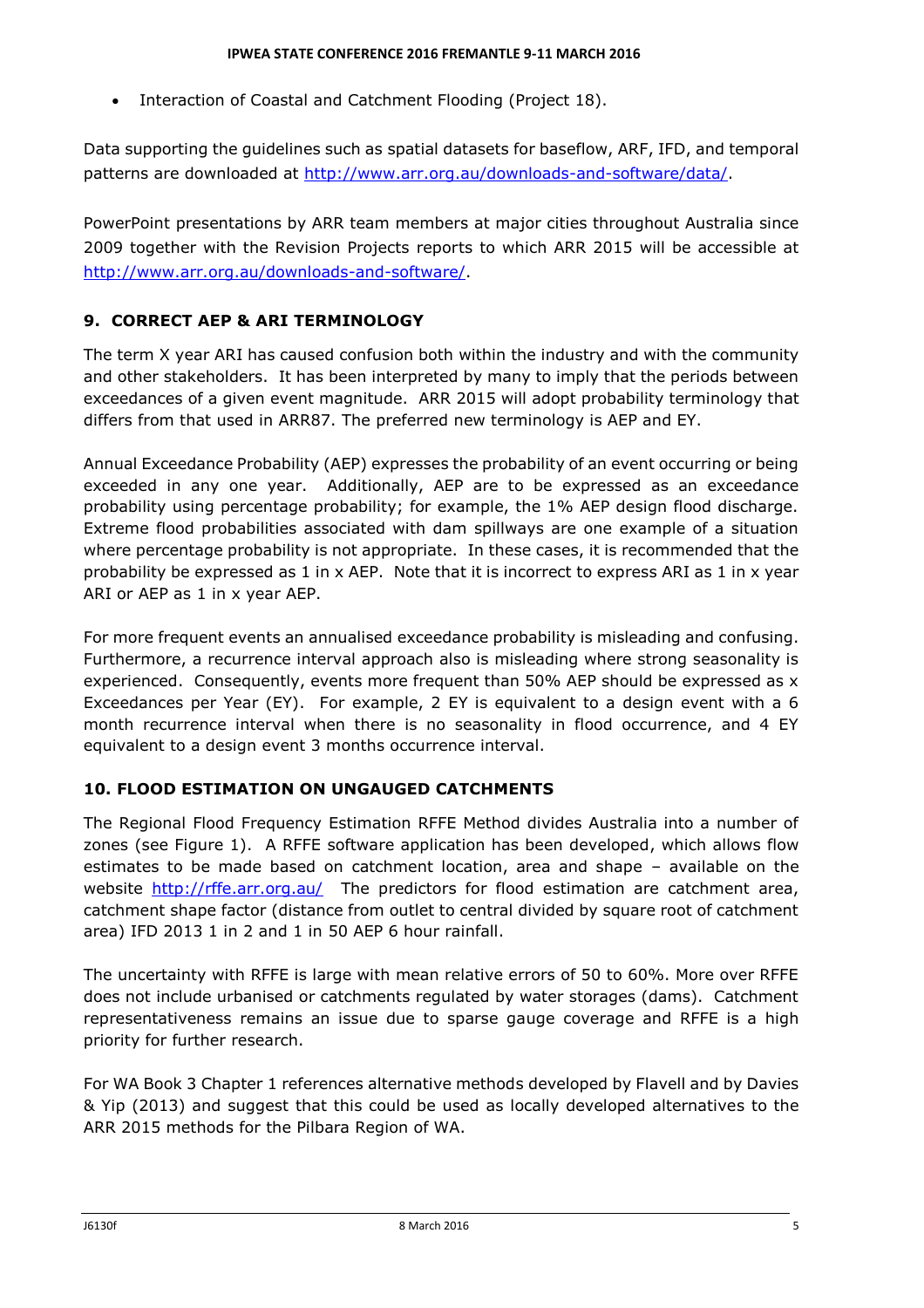- Interaction of Coastal and Catchment Flooding (Project 18).

Data supporting the guidelines such as spatial datasets for baseflow, ARF, IFD, and temporal patterns are downloaded at http://www.arr.org.au/downloads-and-software/data/.

PowerPoint presentations by ARR team members at major cities throughout Australia since 2009 together with the Revision Projects reports to which ARR 2015 will be accessible at http://www.arr.org.au/downloads-and-software/.

## 9. CORRECT AEP & ARI TERMINOLOGY

The term X year ARI has caused confusion both within the industry and with the community and other stakeholders. It has been interpreted by many to imply that the periods between exceedances of a given event magnitude. ARR 2015 will adopt probability terminology that differs from that used in ARR87. The preferred new terminology is AEP and EY.

Annual Exceedance Probability (AEP) expresses the probability of an event occurring or being exceeded in any one year. Additionally, AEP are to be expressed as an exceedance probability using percentage probability; for example, the 1% AEP design flood discharge. Extreme flood probabilities associated with dam spillways are one example of a situation where percentage probability is not appropriate. In these cases, it is recommended that the probability be expressed as 1 in x AEP. Note that it is incorrect to express ARI as 1 in x year ARI or AEP as 1 in x year AEP.

For more frequent events an annualised exceedance probability is misleading and confusing. Furthermore, a recurrence interval approach also is misleading where strong seasonality is experienced. Consequently, events more frequent than 50% AEP should be expressed as x Exceedances per Year (EY). For example, 2 EY is equivalent to a design event with a 6 month recurrence interval when there is no seasonality in flood occurrence, and 4 EY equivalent to a design event 3 months occurrence interval.

## 10. FLOOD ESTIMATION ON UNGAUGED CATCHMENTS

The Regional Flood Frequency Estimation RFFE Method divides Australia into a number of zones (see Figure 1). A RFFE software application has been developed, which allows flow estimates to be made based on catchment location, area and shape – available on the website http://rffe.arr.org.au/ The predictors for flood estimation are catchment area, catchment shape factor (distance from outlet to central divided by square root of catchment area) IFD 2013 1 in 2 and 1 in 50 AEP 6 hour rainfall.

The uncertainty with RFFE is large with mean relative errors of 50 to 60%. More over RFFE does not include urbanised or catchments regulated by water storages (dams). Catchment representativeness remains an issue due to sparse gauge coverage and RFFE is a high priority for further research.

For WA Book 3 Chapter 1 references alternative methods developed by Flavell and by Davies & Yip (2013) and suggest that this could be used as locally developed alternatives to the ARR 2015 methods for the Pilbara Region of WA.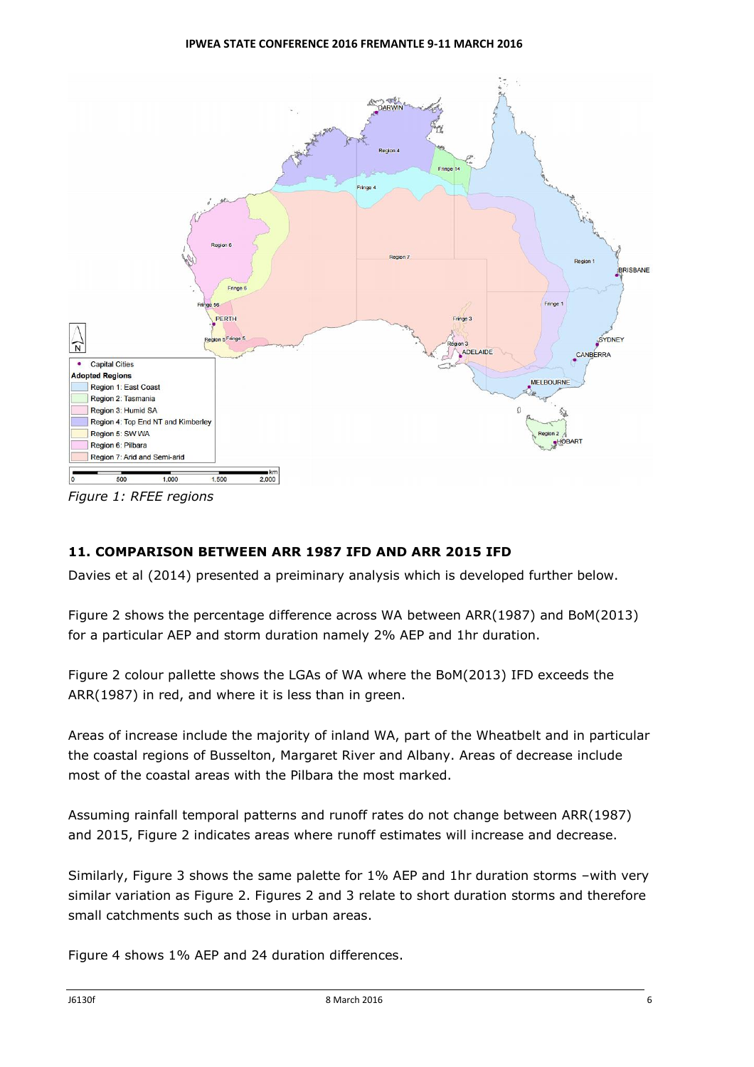*Figure 1: RFEE regions*

## 11. COMPARISON BETWEEN ARR 1987 IFD AND ARR 2015 IFD

Davies et al (2014) presented a preiminary analysis which is developed further below.

Figure 2 shows the percentage difference across WA between ARR(1987) and BoM(2013) for a particular AEP and storm duration namely 2% AEP and 1hr duration.

Figure 2 colour pallette shows the LGAs of WA where the BoM(2013) IFD exceeds the ARR(1987) in red, and where it is less than in green.

Areas of increase include the majority of inland WA, part of the Wheatbelt and in particular the coastal regions of Busselton, Margaret River and Albany. Areas of decrease include most of the coastal areas with the Pilbara the most marked.

Assuming rainfall temporal patterns and runoff rates do not change between ARR(1987) and 2015, Figure 2 indicates areas where runoff estimates will increase and decrease.

Similarly, Figure 3 shows the same palette for 1% AEP and 1hr duration storms –with very similar variation as Figure 2. Figures 2 and 3 relate to short duration storms and therefore small catchments such as those in urban areas.

Figure 4 shows 1% AEP and 24 duration differences.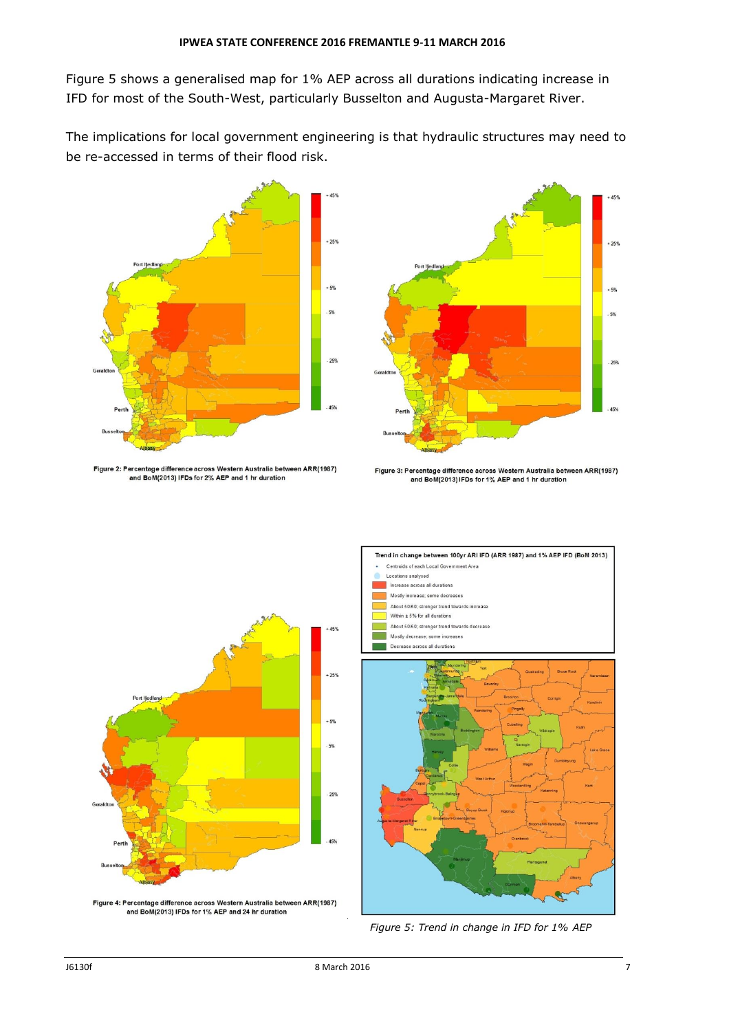Figure 5 shows a generalised map for 1% AEP across all durations indicating increase in IFD for most of the South-West, particularly Busselton and Augusta-Margaret River.

The implications for local government engineering is that hydraulic structures may need to be re-accessed in terms of their flood risk.

**Figure 2: Percentage difference across Western Australia between ARR(1987) and BoM(2013) IFDs for 2% AEP and 1 hr duration**

**Figure 3: Percentage difference across Western Australia between ARR(1987) and BoM(2013) IFDs for 1% AEP and 1 hr duration**

**Figure 4: Percentage difference across Western Australia between ARR(1987) and BoM(2013) IFDs for 1% AEP and 24 hr duration**

*Figure 5: Trend in change in IFD for 1% AEP*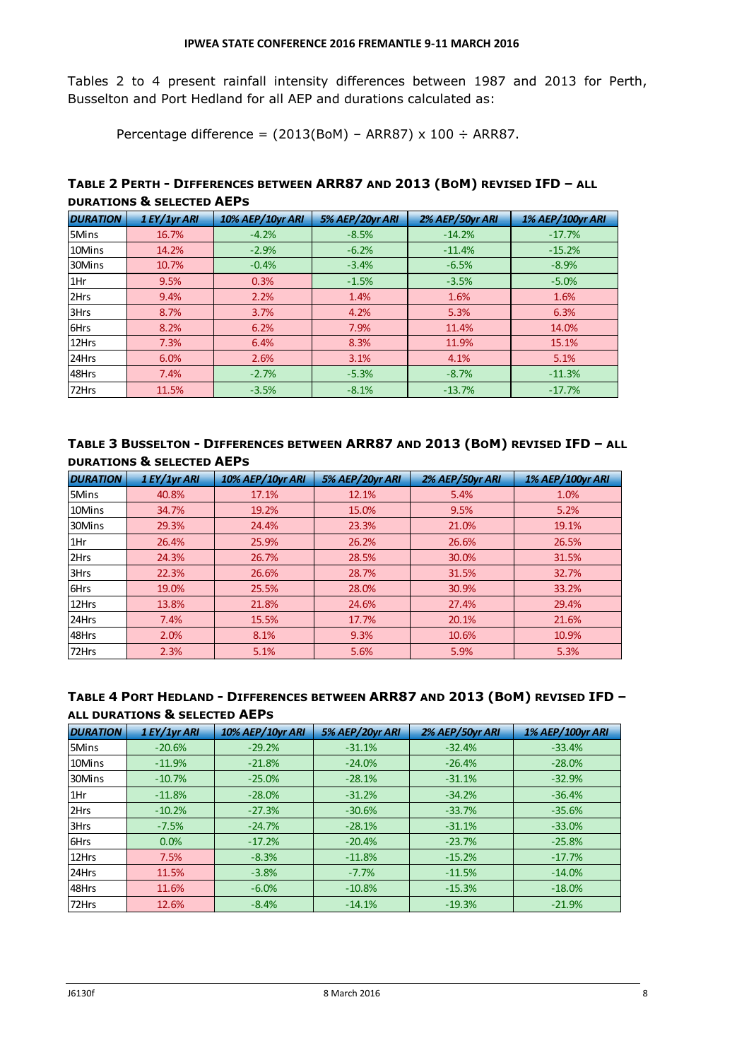Tables 2 to 4 present rainfall intensity differences between 1987 and 2013 for Perth, Busselton and Port Hedland for all AEP and durations calculated as:

Percentage difference = (2013(BoM) – ARR87) x 100 ÷ ARR87.

**TABLE 2 PERTH - DIFFERENCES BETWEEN ARR87 AND 2013 (BOM) REVISED IFD – ALL DURATIONS & SELECTED AEPS**

| DURATION | 1 EY/1yr ARI | 10% AEP/10yr ARI | 5% AEP/20yr ARI | 2% AEP/50yr ARI | 1% AEP/100yr ARI |
|---|---|---|---|---|---|
| 5Mins | 16.7% | -4.2% | -8.5% | -14.2% | -17.7% |
| 10Mins | 14.2% | -2.9% | -6.2% | -11.4% | -15.2% |
| 30Mins | 10.7% | -0.4% | -3.4% | -6.5% | -8.9% |
| 1Hr | 9.5% | 0.3% | -1.5% | -3.5% | -5.0% |
| 2Hrs | 9.4% | 2.2% | 1.4% | 1.6% | 1.6% |
| 3Hrs | 8.7% | 3.7% | 4.2% | 5.3% | 6.3% |
| 6Hrs | 8.2% | 6.2% | 7.9% | 11.4% | 14.0% |
| 12Hrs | 7.3% | 6.4% | 8.3% | 11.9% | 15.1% |
| 24Hrs | 6.0% | 2.6% | 3.1% | 4.1% | 5.1% |
| 48Hrs | 7.4% | -2.7% | -5.3% | -8.7% | -11.3% |
| 72Hrs | 11.5% | -3.5% | -8.1% | -13.7% | -17.7% |

**TABLE 3 BUSSELTON - DIFFERENCES BETWEEN ARR87 AND 2013 (BOM) REVISED IFD – ALL DURATIONS & SELECTED AEPS**

| DURATION | 1 EY/1yr ARI | 10% AEP/10yr ARI | 5% AEP/20yr ARI | 2% AEP/50yr ARI | 1% AEP/100yr ARI |
|---|---|---|---|---|---|
| 5Mins | 40.8% | 17.1% | 12.1% | 5.4% | 1.0% |
| 10Mins | 34.7% | 19.2% | 15.0% | 9.5% | 5.2% |
| 30Mins | 29.3% | 24.4% | 23.3% | 21.0% | 19.1% |
| 1Hr | 26.4% | 25.9% | 26.2% | 26.6% | 26.5% |
| 2Hrs | 24.3% | 26.7% | 28.5% | 30.0% | 31.5% |
| 3Hrs | 22.3% | 26.6% | 28.7% | 31.5% | 32.7% |
| 6Hrs | 19.0% | 25.5% | 28.0% | 30.9% | 33.2% |
| 12Hrs | 13.8% | 21.8% | 24.6% | 27.4% | 29.4% |
| 24Hrs | 7.4% | 15.5% | 17.7% | 20.1% | 21.6% |
| 48Hrs | 2.0% | 8.1% | 9.3% | 10.6% | 10.9% |
| 72Hrs | 2.3% | 5.1% | 5.6% | 5.9% | 5.3% |

**TABLE 4 PORT HEDLAND - DIFFERENCES BETWEEN ARR87 AND 2013 (BOM) REVISED IFD – ALL DURATIONS & SELECTED AEPS**

| DURATION | 1 EY/1yr ARI | 10% AEP/10yr ARI | 5% AEP/20yr ARI | 2% AEP/50yr ARI | 1% AEP/100yr ARI |
|---|---|---|---|---|---|
| 5Mins | -20.6% | -29.2% | -31.1% | -32.4% | -33.4% |
| 10Mins | -11.9% | -21.8% | -24.0% | -26.4% | -28.0% |
| 30Mins | -10.7% | -25.0% | -28.1% | -31.1% | -32.9% |
| 1Hr | -11.8% | -28.0% | -31.2% | -34.2% | -36.4% |
| 2Hrs | -10.2% | -27.3% | -30.6% | -33.7% | -35.6% |
| 3Hrs | -7.5% | -24.7% | -28.1% | -31.1% | -33.0% |
| 6Hrs | 0.0% | -17.2% | -20.4% | -23.7% | -25.8% |
| 12Hrs | 7.5% | -8.3% | -11.8% | -15.2% | -17.7% |
| 24Hrs | 11.5% | -3.8% | -7.7% | -11.5% | -14.0% |
| 48Hrs | 11.6% | -6.0% | -10.8% | -15.3% | -18.0% |
| 72Hrs | 12.6% | -8.4% | -14.1% | -19.3% | -21.9% |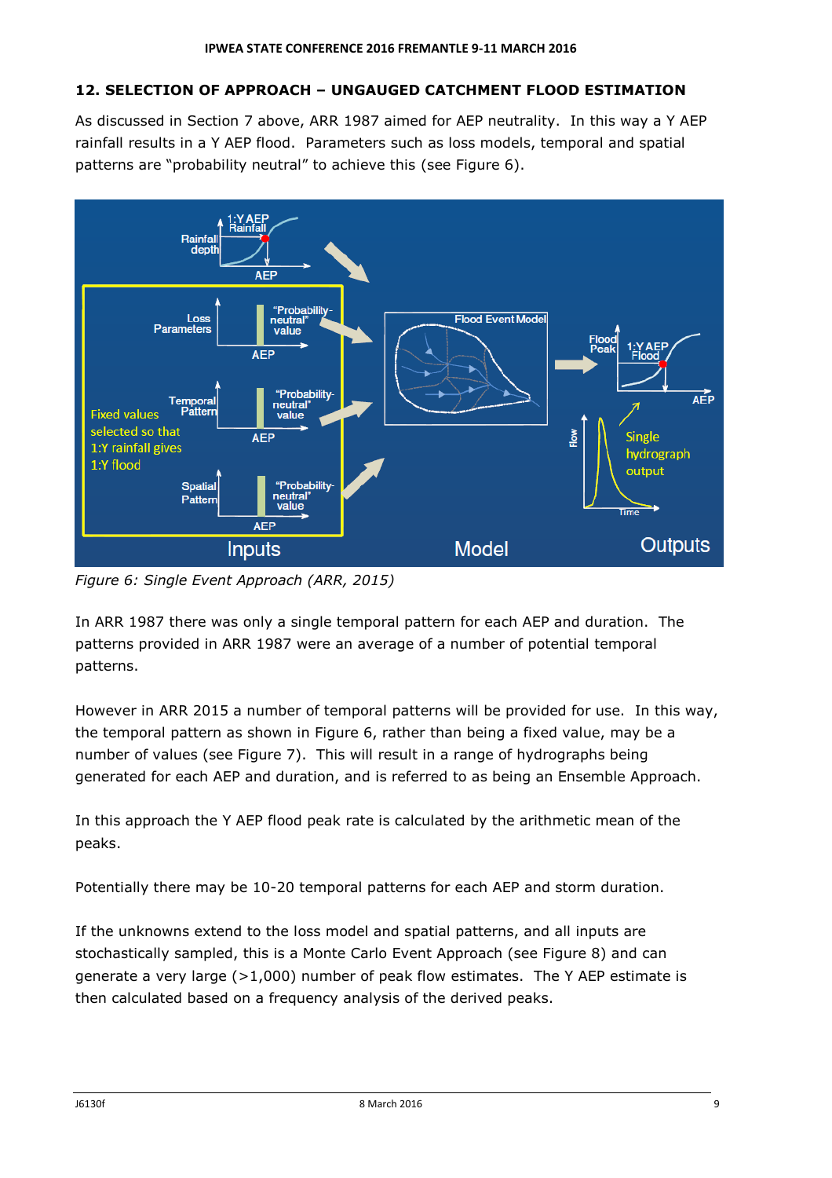## 12. SELECTION OF APPROACH – UNGAUGED CATCHMENT FLOOD ESTIMATION

As discussed in Section 7 above, ARR 1987 aimed for AEP neutrality. In this way a Y AEP rainfall results in a Y AEP flood. Parameters such as loss models, temporal and spatial patterns are "probability neutral" to achieve this (see Figure 6).

*Figure 6: Single Event Approach (ARR, 2015)*

In ARR 1987 there was only a single temporal pattern for each AEP and duration. The patterns provided in ARR 1987 were an average of a number of potential temporal patterns.

However in ARR 2015 a number of temporal patterns will be provided for use. In this way, the temporal pattern as shown in Figure 6, rather than being a fixed value, may be a number of values (see Figure 7). This will result in a range of hydrographs being generated for each AEP and duration, and is referred to as being an Ensemble Approach.

In this approach the Y AEP flood peak rate is calculated by the arithmetic mean of the peaks.

Potentially there may be 10-20 temporal patterns for each AEP and storm duration.

If the unknowns extend to the loss model and spatial patterns, and all inputs are stochastically sampled, this is a Monte Carlo Event Approach (see Figure 8) and can generate a very large (>1,000) number of peak flow estimates. The Y AEP estimate is then calculated based on a frequency analysis of the derived peaks.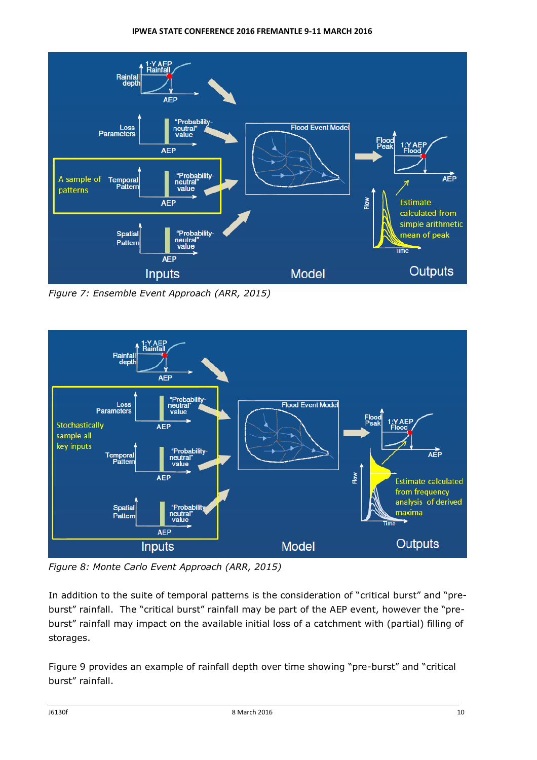*Figure 7: Ensemble Event Approach (ARR, 2015)*

*Figure 8: Monte Carlo Event Approach (ARR, 2015)*

In addition to the suite of temporal patterns is the consideration of "critical burst" and "pre-burst" rainfall. The "critical burst" rainfall may be part of the AEP event, however the "pre-burst" rainfall may impact on the available initial loss of a catchment with (partial) filling of storages.

Figure 9 provides an example of rainfall depth over time showing "pre-burst" and "critical burst" rainfall.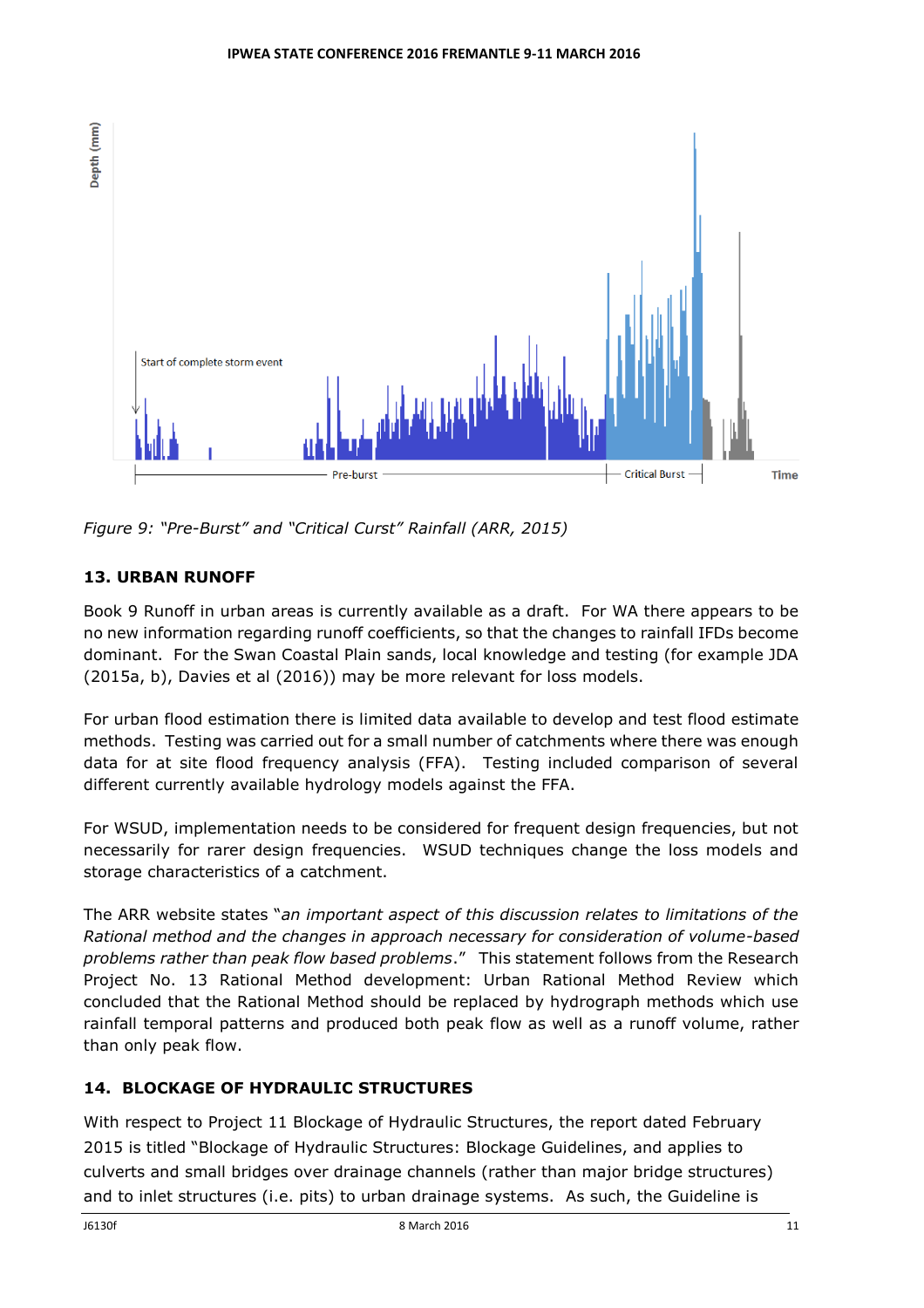*Figure 9: "Pre-Burst" and "Critical Curst" Rainfall (ARR, 2015)*

## 13. URBAN RUNOFF

Book 9 Runoff in urban areas is currently available as a draft. For WA there appears to be no new information regarding runoff coefficients, so that the changes to rainfall IFDs become dominant. For the Swan Coastal Plain sands, local knowledge and testing (for example JDA (2015a, b), Davies et al (2016)) may be more relevant for loss models.

For urban flood estimation there is limited data available to develop and test flood estimate methods. Testing was carried out for a small number of catchments where there was enough data for at site flood frequency analysis (FFA). Testing included comparison of several different currently available hydrology models against the FFA.

For WSUD, implementation needs to be considered for frequent design frequencies, but not necessarily for rarer design frequencies. WSUD techniques change the loss models and storage characteristics of a catchment.

The ARR website states "*an important aspect of this discussion relates to limitations of the Rational method and the changes in approach necessary for consideration of volume-based problems rather than peak flow based problems*." This statement follows from the Research Project No. 13 Rational Method development: Urban Rational Method Review which concluded that the Rational Method should be replaced by hydrograph methods which use rainfall temporal patterns and produced both peak flow as well as a runoff volume, rather than only peak flow.

## 14. BLOCKAGE OF HYDRAULIC STRUCTURES

With respect to Project 11 Blockage of Hydraulic Structures, the report dated February 2015 is titled "Blockage of Hydraulic Structures: Blockage Guidelines, and applies to culverts and small bridges over drainage channels (rather than major bridge structures) and to inlet structures (i.e. pits) to urban drainage systems. As such, the Guideline is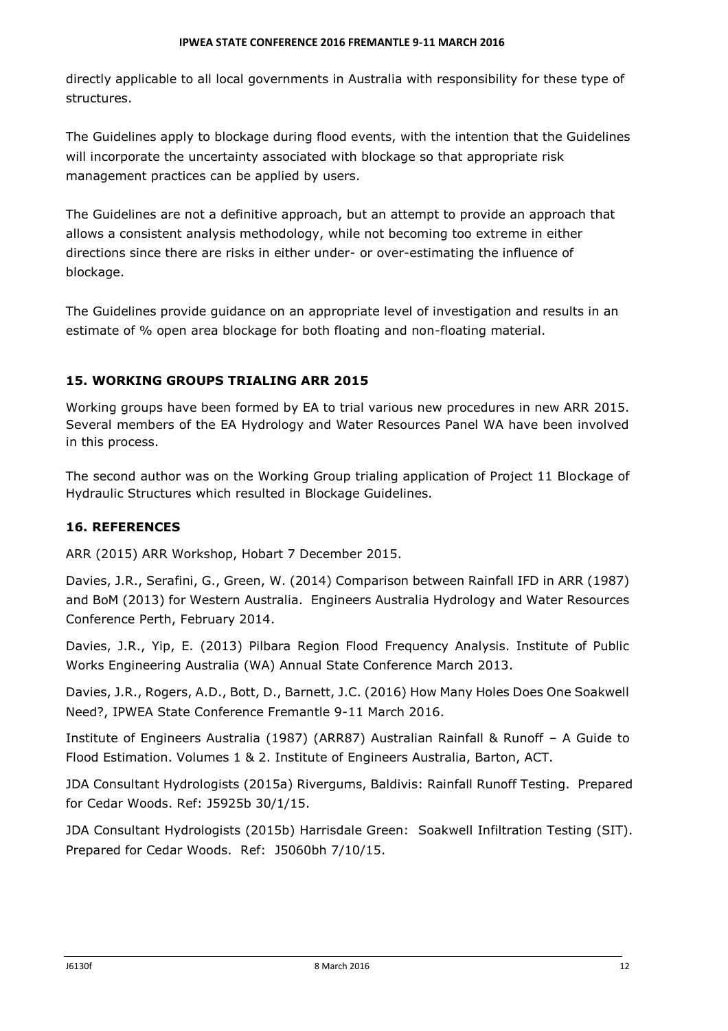directly applicable to all local governments in Australia with responsibility for these type of structures.

The Guidelines apply to blockage during flood events, with the intention that the Guidelines will incorporate the uncertainty associated with blockage so that appropriate risk management practices can be applied by users.

The Guidelines are not a definitive approach, but an attempt to provide an approach that allows a consistent analysis methodology, while not becoming too extreme in either directions since there are risks in either under- or over-estimating the influence of blockage.

The Guidelines provide guidance on an appropriate level of investigation and results in an estimate of % open area blockage for both floating and non-floating material.

## 15. WORKING GROUPS TRIALING ARR 2015

Working groups have been formed by EA to trial various new procedures in new ARR 2015. Several members of the EA Hydrology and Water Resources Panel WA have been involved in this process.

The second author was on the Working Group trialing application of Project 11 Blockage of Hydraulic Structures which resulted in Blockage Guidelines.

## 16. REFERENCES

ARR (2015) ARR Workshop, Hobart 7 December 2015.

Davies, J.R., Serafini, G., Green, W. (2014) Comparison between Rainfall IFD in ARR (1987) and BoM (2013) for Western Australia. Engineers Australia Hydrology and Water Resources Conference Perth, February 2014.

Davies, J.R., Yip, E. (2013) Pilbara Region Flood Frequency Analysis. Institute of Public Works Engineering Australia (WA) Annual State Conference March 2013.

Davies, J.R., Rogers, A.D., Bott, D., Barnett, J.C. (2016) How Many Holes Does One Soakwell Need?, IPWEA State Conference Fremantle 9-11 March 2016.

Institute of Engineers Australia (1987) (ARR87) Australian Rainfall & Runoff – A Guide to Flood Estimation. Volumes 1 & 2. Institute of Engineers Australia, Barton, ACT.

JDA Consultant Hydrologists (2015a) Rivergums, Baldivis: Rainfall Runoff Testing. Prepared for Cedar Woods. Ref: J5925b 30/1/15.

JDA Consultant Hydrologists (2015b) Harrisdale Green: Soakwell Infiltration Testing (SIT). Prepared for Cedar Woods. Ref: J5060bh 7/10/15.